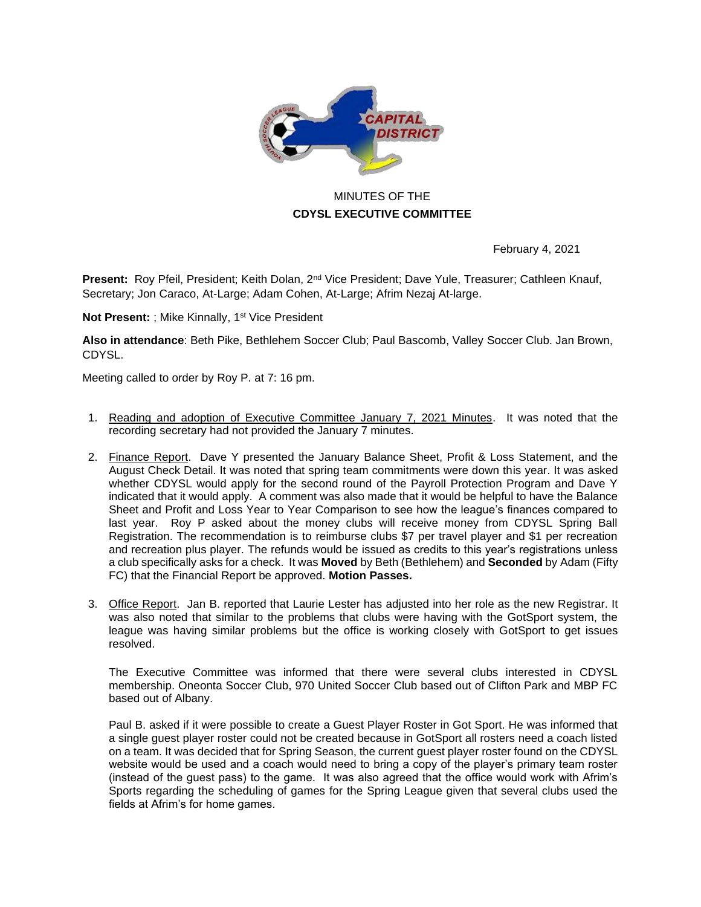MINUTES OF THE

**CDYSL EXECUTIVE COMMITTEE**

February 4, 2021

**Present:** Roy Pfeil, President; Keith Dolan, 2nd Vice President; Dave Yule, Treasurer; Cathleen Knauf, Secretary; Jon Caraco, At-Large; Adam Cohen, At-Large; Afrim Nezaj At-large.

**Not Present:** ; Mike Kinnally, 1st Vice President

**Also in attendance**: Beth Pike, Bethlehem Soccer Club; Paul Bascomb, Valley Soccer Club. Jan Brown, CDYSL.

Meeting called to order by Roy P. at 7: 16 pm.

1. Reading and adoption of Executive Committee January 7, 2021 Minutes. It was noted that the recording secretary had not provided the January 7 minutes.

2. Finance Report. Dave Y presented the January Balance Sheet, Profit & Loss Statement, and the August Check Detail. It was noted that spring team commitments were down this year. It was asked whether CDYSL would apply for the second round of the Payroll Protection Program and Dave Y indicated that it would apply. A comment was also made that it would be helpful to have the Balance Sheet and Profit and Loss Year to Year Comparison to see how the league's finances compared to last year. Roy P asked about the money clubs will receive money from CDYSL Spring Ball Registration. The recommendation is to reimburse clubs $7 per travel player and $1 per recreation and recreation plus player. The refunds would be issued as credits to this year's registrations unless a club specifically asks for a check. It was **Moved** by Beth (Bethlehem) and **Seconded** by Adam (Fifty FC) that the Financial Report be approved. **Motion Passes.**

3. Office Report. Jan B. reported that Laurie Lester has adjusted into her role as the new Registrar. It was also noted that similar to the problems that clubs were having with the GotSport system, the league was having similar problems but the office is working closely with GotSport to get issues resolved.

   The Executive Committee was informed that there were several clubs interested in CDYSL membership. Oneonta Soccer Club, 970 United Soccer Club based out of Clifton Park and MBP FC based out of Albany.

   Paul B. asked if it were possible to create a Guest Player Roster in Got Sport. He was informed that a single guest player roster could not be created because in GotSport all rosters need a coach listed on a team. It was decided that for Spring Season, the current guest player roster found on the CDYSL website would be used and a coach would need to bring a copy of the player's primary team roster (instead of the guest pass) to the game. It was also agreed that the office would work with Afrim's Sports regarding the scheduling of games for the Spring League given that several clubs used the fields at Afrim's for home games.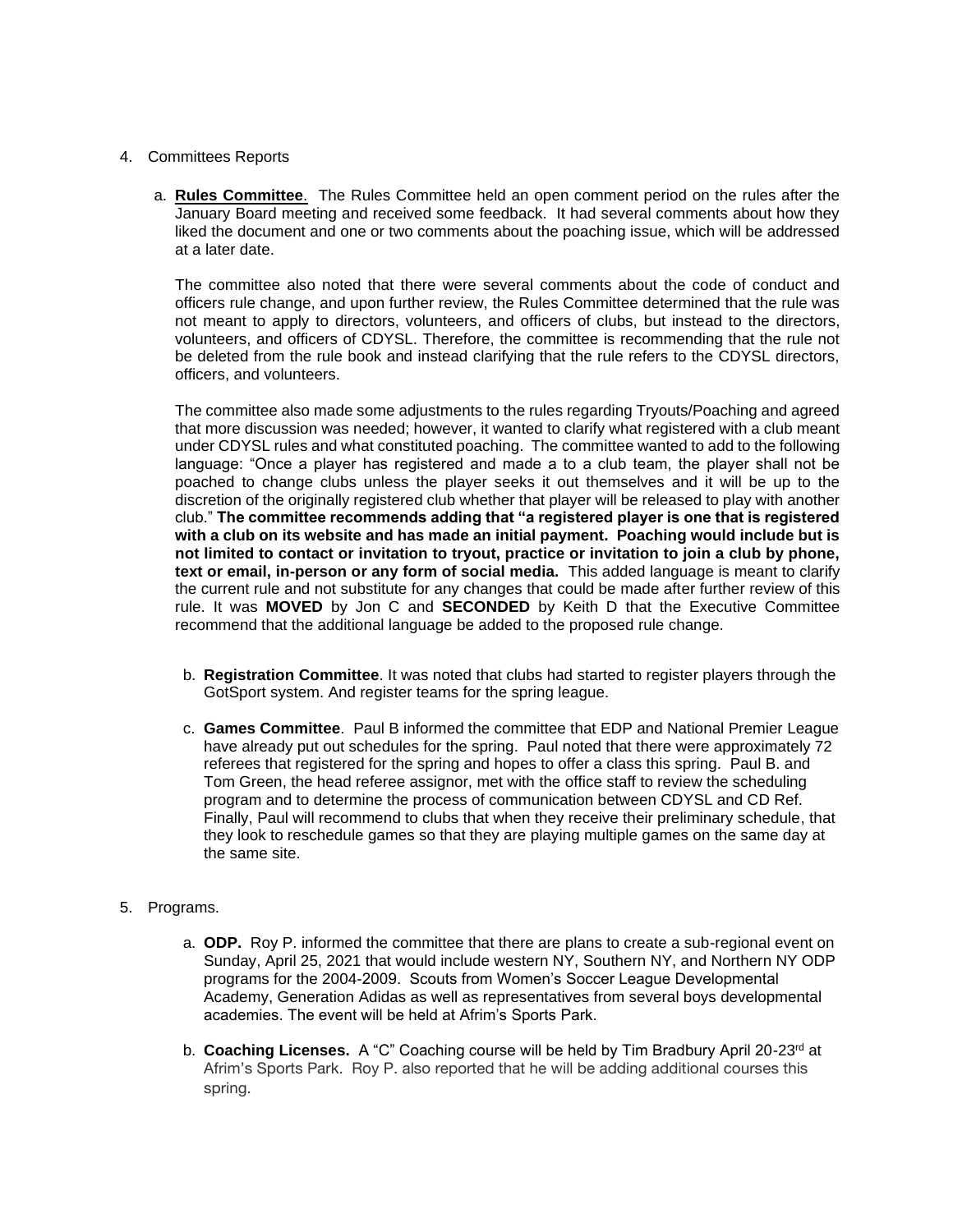4. Committees Reports

   a. **Rules Committee**. The Rules Committee held an open comment period on the rules after the January Board meeting and received some feedback. It had several comments about how they liked the document and one or two comments about the poaching issue, which will be addressed at a later date.

      The committee also noted that there were several comments about the code of conduct and officers rule change, and upon further review, the Rules Committee determined that the rule was not meant to apply to directors, volunteers, and officers of clubs, but instead to the directors, volunteers, and officers of CDYSL. Therefore, the committee is recommending that the rule not be deleted from the rule book and instead clarifying that the rule refers to the CDYSL directors, officers, and volunteers.

      The committee also made some adjustments to the rules regarding Tryouts/Poaching and agreed that more discussion was needed; however, it wanted to clarify what registered with a club meant under CDYSL rules and what constituted poaching. The committee wanted to add to the following language: "Once a player has registered and made a to a club team, the player shall not be poached to change clubs unless the player seeks it out themselves and it will be up to the discretion of the originally registered club whether that player will be released to play with another club." **The committee recommends adding that "a registered player is one that is registered with a club on its website and has made an initial payment. Poaching would include but is not limited to contact or invitation to tryout, practice or invitation to join a club by phone, text or email, in-person or any form of social media.** This added language is meant to clarify the current rule and not substitute for any changes that could be made after further review of this rule. It was **MOVED** by Jon C and **SECONDED** by Keith D that the Executive Committee recommend that the additional language be added to the proposed rule change.

   b. **Registration Committee**. It was noted that clubs had started to register players through the GotSport system. And register teams for the spring league.

   c. **Games Committee**. Paul B informed the committee that EDP and National Premier League have already put out schedules for the spring. Paul noted that there were approximately 72 referees that registered for the spring and hopes to offer a class this spring. Paul B. and Tom Green, the head referee assignor, met with the office staff to review the scheduling program and to determine the process of communication between CDYSL and CD Ref. Finally, Paul will recommend to clubs that when they receive their preliminary schedule, that they look to reschedule games so that they are playing multiple games on the same day at the same site.

5. Programs.

   a. **ODP.** Roy P. informed the committee that there are plans to create a sub-regional event on Sunday, April 25, 2021 that would include western NY, Southern NY, and Northern NY ODP programs for the 2004-2009. Scouts from Women's Soccer League Developmental Academy, Generation Adidas as well as representatives from several boys developmental academies. The event will be held at Afrim's Sports Park.

   b. **Coaching Licenses.** A "C" Coaching course will be held by Tim Bradbury April 20-23rd at Afrim's Sports Park. Roy P. also reported that he will be adding additional courses this spring.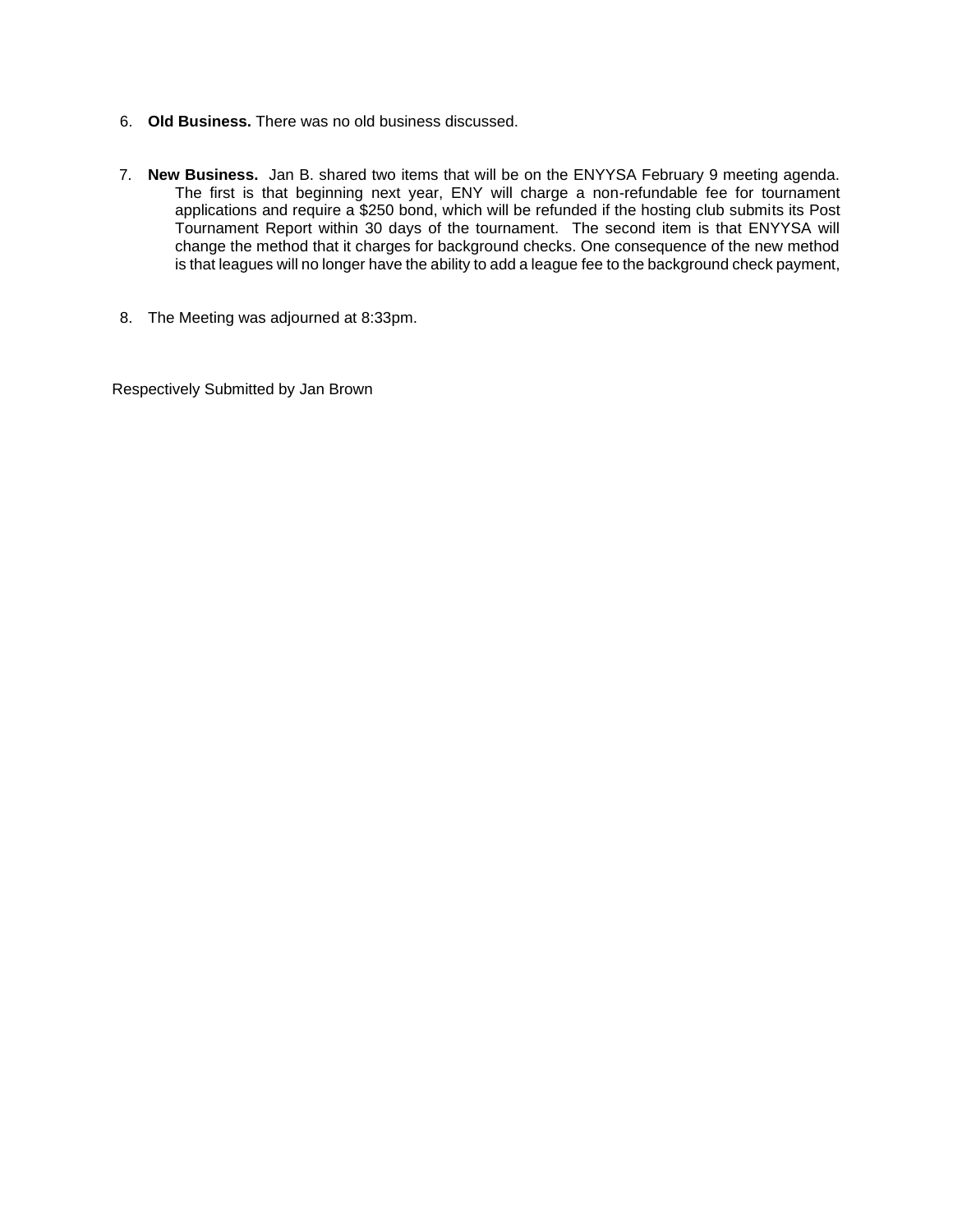6. **Old Business.** There was no old business discussed.

7. **New Business.** Jan B. shared two items that will be on the ENYYSA February 9 meeting agenda. The first is that beginning next year, ENY will charge a non-refundable fee for tournament applications and require a $250 bond, which will be refunded if the hosting club submits its Post Tournament Report within 30 days of the tournament. The second item is that ENYYSA will change the method that it charges for background checks. One consequence of the new method is that leagues will no longer have the ability to add a league fee to the background check payment,

8. The Meeting was adjourned at 8:33pm.

Respectively Submitted by Jan Brown